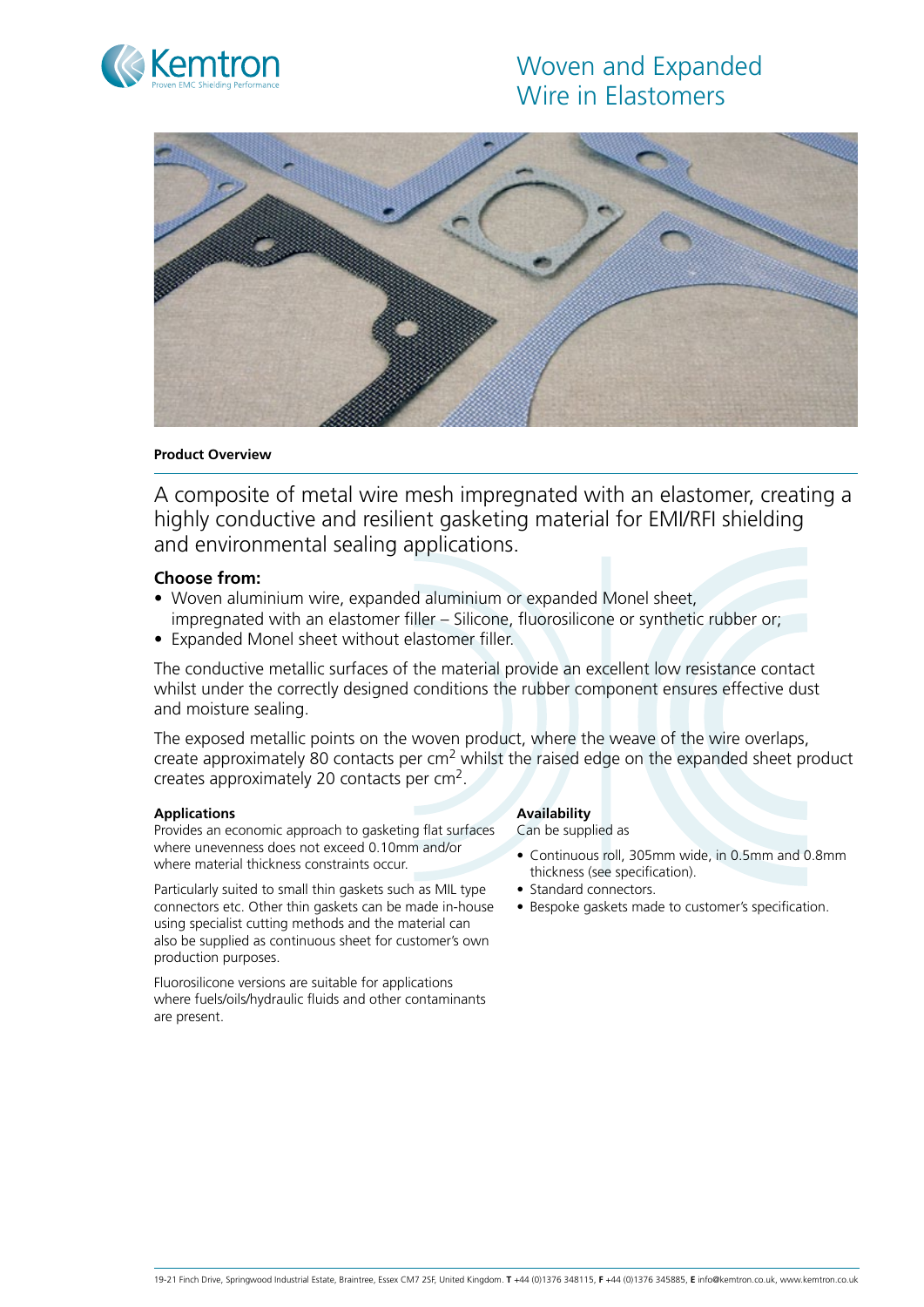# Woven and Expanded Wire in Elastomers

**Product Overview**

A composite of metal wire mesh impregnated with an elastomer, creating a highly conductive and resilient gasketing material for EMI/RFI shielding and environmental sealing applications.

### Choose from:

- Woven aluminium wire, expanded aluminium or expanded Monel sheet, impregnated with an elastomer filler – Silicone, fluorosilicone or synthetic rubber or;
- Expanded Monel sheet without elastomer filler.

The conductive metallic surfaces of the material provide an excellent low resistance contact whilst under the correctly designed conditions the rubber component ensures effective dust and moisture sealing.

The exposed metallic points on the woven product, where the weave of the wire overlaps, create approximately 80 contacts per $cm^2$ whilst the raised edge on the expanded sheet product creates approximately 20 contacts per $cm^2$.

**Applications**

Provides an economic approach to gasketing flat surfaces where unevenness does not exceed 0.10mm and/or where material thickness constraints occur.

Particularly suited to small thin gaskets such as MIL type connectors etc. Other thin gaskets can be made in-house using specialist cutting methods and the material can also be supplied as continuous sheet for customer's own production purposes.

Fluorosilicone versions are suitable for applications where fuels/oils/hydraulic fluids and other contaminants are present.

**Availability**

Can be supplied as

- Continuous roll, 305mm wide, in 0.5mm and 0.8mm thickness (see specification).
- Standard connectors.
- Bespoke gaskets made to customer's specification.

19-21 Finch Drive, Springwood Industrial Estate, Braintree, Essex CM7 2SF, United Kingdom. **T** +44 (0)1376 348115, **F** +44 (0)1376 345885, **E** info@kemtron.co.uk, www.kemtron.co.uk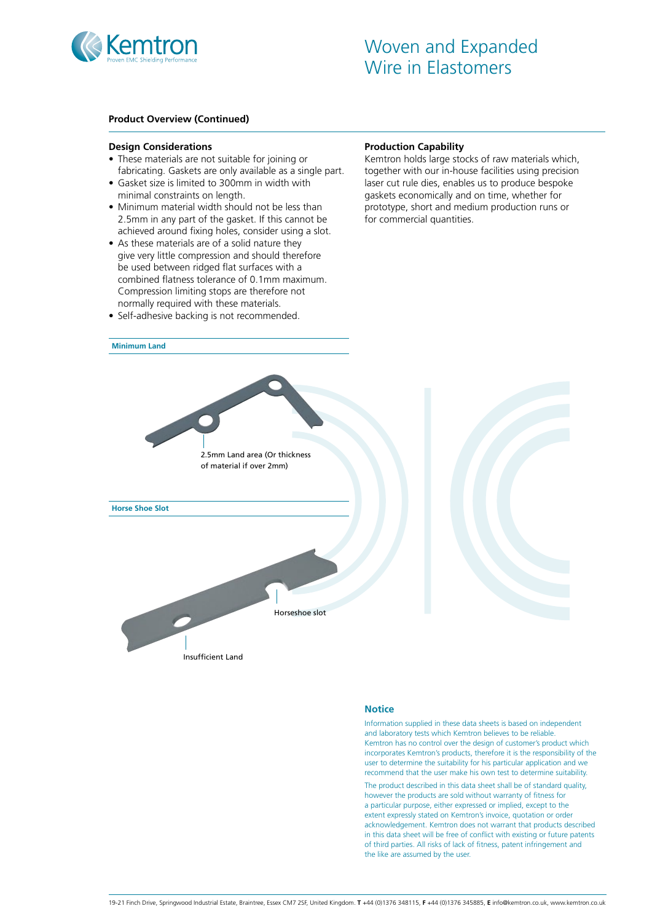## Product Overview (Continued)

### Design Considerations

- These materials are not suitable for joining or fabricating. Gaskets are only available as a single part.
- Gasket size is limited to 300mm in width with minimal constraints on length.
- Minimum material width should not be less than 2.5mm in any part of the gasket. If this cannot be achieved around fixing holes, consider using a slot.
- As these materials are of a solid nature they give very little compression and should therefore be used between ridged flat surfaces with a combined flatness tolerance of 0.1mm maximum. Compression limiting stops are therefore not normally required with these materials.
- Self-adhesive backing is not recommended.

### Production Capability

Kemtron holds large stocks of raw materials which, together with our in-house facilities using precision laser cut rule dies, enables us to produce bespoke gaskets economically and on time, whether for prototype, short and medium production runs or for commercial quantities.

**Minimum Land**

2.5mm Land area (Or thickness of material if over 2mm)

**Horse Shoe Slot**

Horseshoe slot

Insufficient Land

### Notice

Information supplied in these data sheets is based on independent and laboratory tests which Kemtron believes to be reliable. Kemtron has no control over the design of customer's product which incorporates Kemtron's products, therefore it is the responsibility of the user to determine the suitability for his particular application and we recommend that the user make his own test to determine suitability.

The product described in this data sheet shall be of standard quality, however the products are sold without warranty of fitness for a particular purpose, either expressed or implied, except to the extent expressly stated on Kemtron's invoice, quotation or order acknowledgement. Kemtron does not warrant that products described in this data sheet will be free of conflict with existing or future patents of third parties. All risks of lack of fitness, patent infringement and the like are assumed by the user.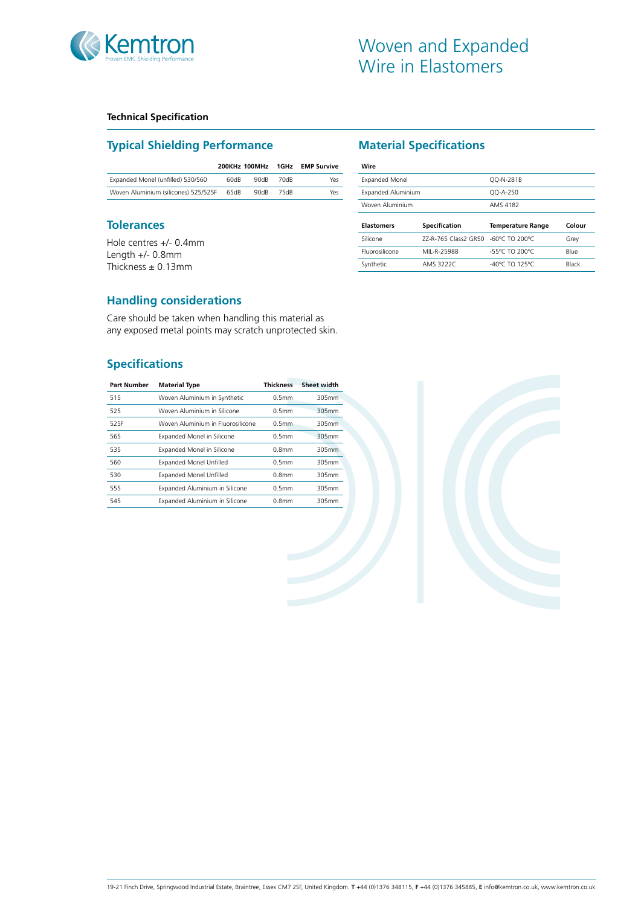# Woven and Expanded Wire in Elastomers

**Technical Specification**

## Typical Shielding Performance

| | 200KHz | 100MHz | 1GHz | EMP Survive |
|---|---|---|---|---|
| Expanded Monel (unfilled) 530/560 | 60dB | 90dB | 70dB | Yes |
| Woven Aluminium (silicones) 525/525F | 65dB | 90dB | 75dB | Yes |

## Tolerances

Hole centres +/- 0.4mm
Length +/- 0.8mm
Thickness ± 0.13mm

## Handling considerations

Care should be taken when handling this material as any exposed metal points may scratch unprotected skin.

## Specifications

| Part Number | Material Type | Thickness | Sheet width |
|---|---|---|---|
| 515 | Woven Aluminium in Synthetic | 0.5mm | 305mm |
| 525 | Woven Aluminium in Silicone | 0.5mm | 305mm |
| 525F | Woven Aluminium in Fluorosilicone | 0.5mm | 305mm |
| 565 | Expanded Monel in Silicone | 0.5mm | 305mm |
| 535 | Expanded Monel in Silicone | 0.8mm | 305mm |
| 560 | Expanded Monel Unfilled | 0.5mm | 305mm |
| 530 | Expanded Monel Unfilled | 0.8mm | 305mm |
| 555 | Expanded Aluminium in Silicone | 0.5mm | 305mm |
| 545 | Expanded Aluminium in Silicone | 0.8mm | 305mm |

## Material Specifications

| Wire | |
|---|---|
| Expanded Monel | QQ-N-281B |
| Expanded Aluminium | QQ-A-250 |
| Woven Aluminium | AMS 4182 |

| Elastomers | Specification | Temperature Range | Colour |
|---|---|---|---|
| Silicone | ZZ-R-765 Class2 GR50 | -60°C TO 200°C | Grey |
| Fluorosilicone | MIL-R-25988 | -55°C TO 200°C | Blue |
| Synthetic | AMS 3222C | -40°C TO 125°C | Black |

19-21 Finch Drive, Springwood Industrial Estate, Braintree, Essex CM7 2SF, United Kingdom. **T** +44 (0)1376 348115, **F** +44 (0)1376 345885, **E** info@kemtron.co.uk, www.kemtron.co.uk